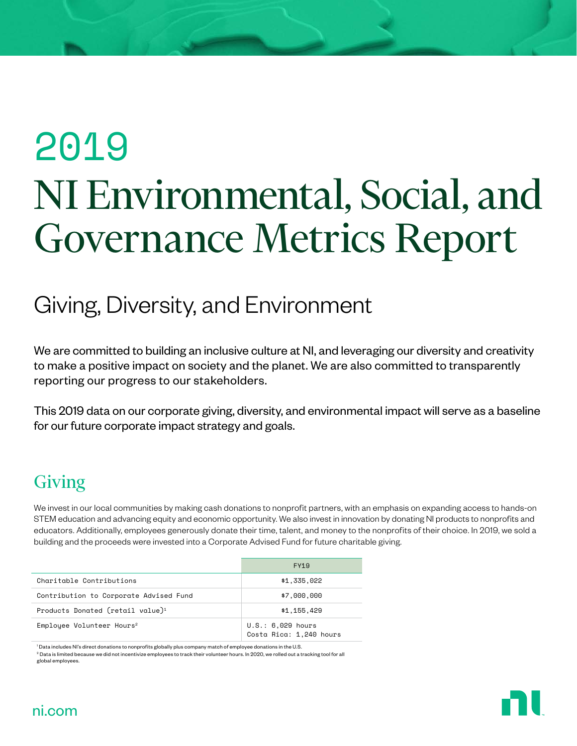# 2019

# NI Environmental, Social, and Governance Metrics Report

## Giving, Diversity, and Environment

We are committed to building an inclusive culture at NI, and leveraging our diversity and creativity to make a positive impact on society and the planet. We are also committed to transparently reporting our progress to our stakeholders.

This 2019 data on our corporate giving, diversity, and environmental impact will serve as a baseline for our future corporate impact strategy and goals.

## Giving

We invest in our local communities by making cash donations to nonprofit partners, with an emphasis on expanding access to hands-on STEM education and advancing equity and economic opportunity. We also invest in innovation by donating NI products to nonprofits and educators. Additionally, employees generously donate their time, talent, and money to the nonprofits of their choice. In 2019, we sold a building and the proceeds were invested into a Corporate Advised Fund for future charitable giving.

| | FY19 |
|---|---|
| Charitable Contributions | $1,335,022 |
| Contribution to Corporate Advised Fund | $7,000,000 |
| Products Donated (retail value)[1] | $1,155,429 |
| Employee Volunteer Hours[2] | U.S.: 6,029 hours<br>Costa Rica: 1,240 hours |

[1] Data includes NI's direct donations to nonprofits globally plus company match of employee donations in the U.S.

[2] Data is limited because we did not incentivize employees to track their volunteer hours. In 2020, we rolled out a tracking tool for all global employees.

ni.com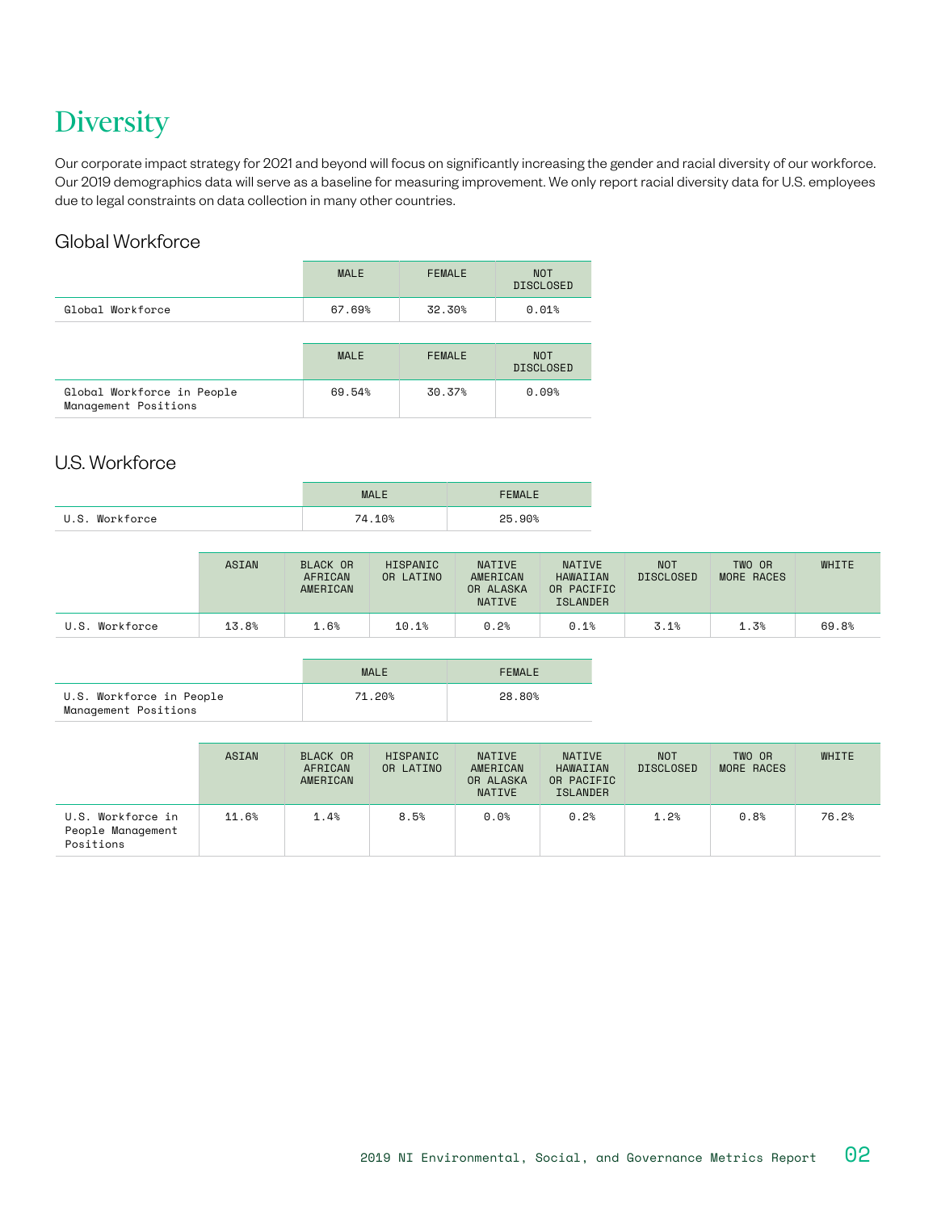# Diversity

Our corporate impact strategy for 2021 and beyond will focus on significantly increasing the gender and racial diversity of our workforce. Our 2019 demographics data will serve as a baseline for measuring improvement. We only report racial diversity data for U.S. employees due to legal constraints on data collection in many other countries.

## Global Workforce

| | MALE | FEMALE | NOT DISCLOSED |
|---|---|---|---|
| Global Workforce | 67.69% | 32.30% | 0.01% |

| | MALE | FEMALE | NOT DISCLOSED |
|---|---|---|---|
| Global Workforce in People Management Positions | 69.54% | 30.37% | 0.09% |

## U.S. Workforce

| | MALE | FEMALE |
|---|---|---|
| U.S. Workforce | 74.10% | 25.90% |

| | ASIAN | BLACK OR AFRICAN AMERICAN | HISPANIC OR LATINO | NATIVE AMERICAN OR ALASKA NATIVE | NATIVE HAWAIIAN OR PACIFIC ISLANDER | NOT DISCLOSED | TWO OR MORE RACES | WHITE |
|---|---|---|---|---|---|---|---|---|
| U.S. Workforce | 13.8% | 1.6% | 10.1% | 0.2% | 0.1% | 3.1% | 1.3% | 69.8% |

| | MALE | FEMALE |
|---|---|---|
| U.S. Workforce in People Management Positions | 71.20% | 28.80% |

| | ASIAN | BLACK OR AFRICAN AMERICAN | HISPANIC OR LATINO | NATIVE AMERICAN OR ALASKA NATIVE | NATIVE HAWAIIAN OR PACIFIC ISLANDER | NOT DISCLOSED | TWO OR MORE RACES | WHITE |
|---|---|---|---|---|---|---|---|---|
| U.S. Workforce in People Management Positions | 11.6% | 1.4% | 8.5% | 0.0% | 0.2% | 1.2% | 0.8% | 76.2% |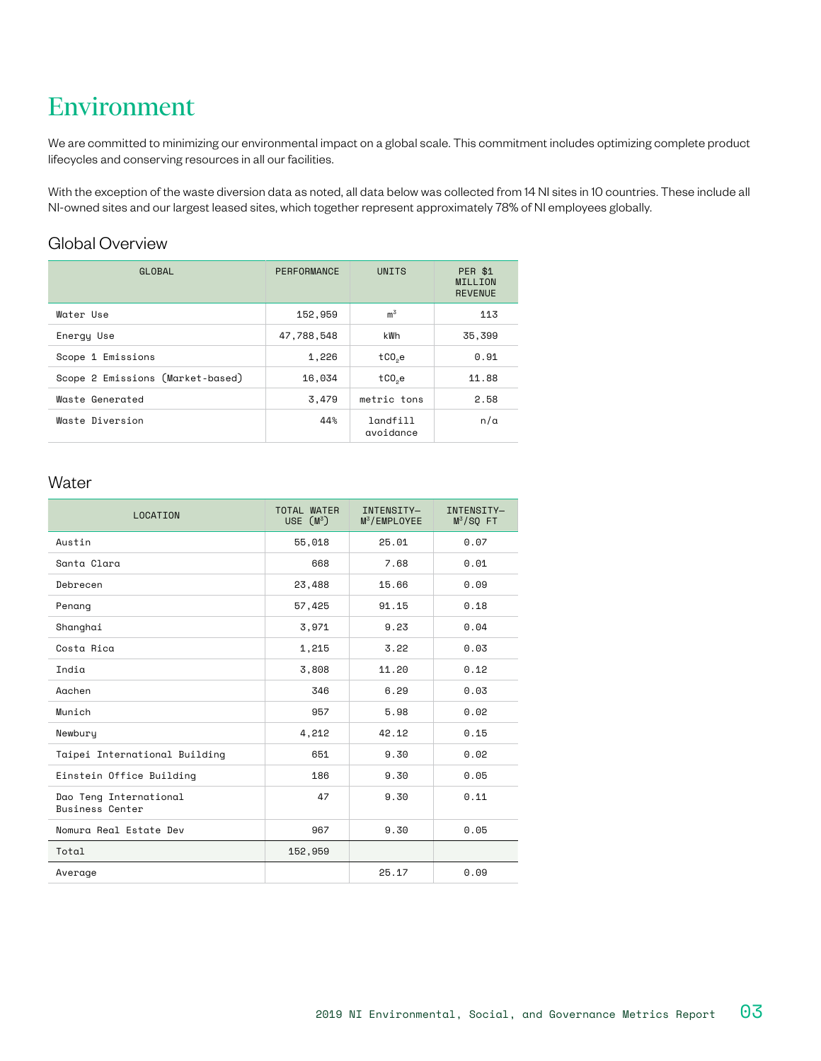# Environment

We are committed to minimizing our environmental impact on a global scale. This commitment includes optimizing complete product lifecycles and conserving resources in all our facilities.

With the exception of the waste diversion data as noted, all data below was collected from 14 NI sites in 10 countries. These include all NI-owned sites and our largest leased sites, which together represent approximately 78% of NI employees globally.

## Global Overview

| GLOBAL | PERFORMANCE | UNITS | PER $1 MILLION REVENUE |
|---|---|---|---|
| Water Use | 152,959 | $m^3$ | 113 |
| Energy Use | 47,788,548 | kWh | 35,399 |
| Scope 1 Emissions | 1,226 | $tCO_2e$ | 0.91 |
| Scope 2 Emissions (Market-based) | 16,034 | $tCO_2e$ | 11.88 |
| Waste Generated | 3,479 | metric tons | 2.58 |
| Waste Diversion | 44% | landfill avoidance | n/a |

## Water

| LOCATION | TOTAL WATER USE ($M^3$) | INTENSITY—$M^3$/EMPLOYEE | INTENSITY—$M^3$/SQ FT |
|---|---|---|---|
| Austin | 55,018 | 25.01 | 0.07 |
| Santa Clara | 668 | 7.68 | 0.01 |
| Debrecen | 23,488 | 15.66 | 0.09 |
| Penang | 57,425 | 91.15 | 0.18 |
| Shanghai | 3,971 | 9.23 | 0.04 |
| Costa Rica | 1,215 | 3.22 | 0.03 |
| India | 3,808 | 11.20 | 0.12 |
| Aachen | 346 | 6.29 | 0.03 |
| Munich | 957 | 5.98 | 0.02 |
| Newbury | 4,212 | 42.12 | 0.15 |
| Taipei International Building | 651 | 9.30 | 0.02 |
| Einstein Office Building | 186 | 9.30 | 0.05 |
| Dao Teng International Business Center | 47 | 9.30 | 0.11 |
| Nomura Real Estate Dev | 967 | 9.30 | 0.05 |
| Total | 152,959 | | |
| Average | | 25.17 | 0.09 |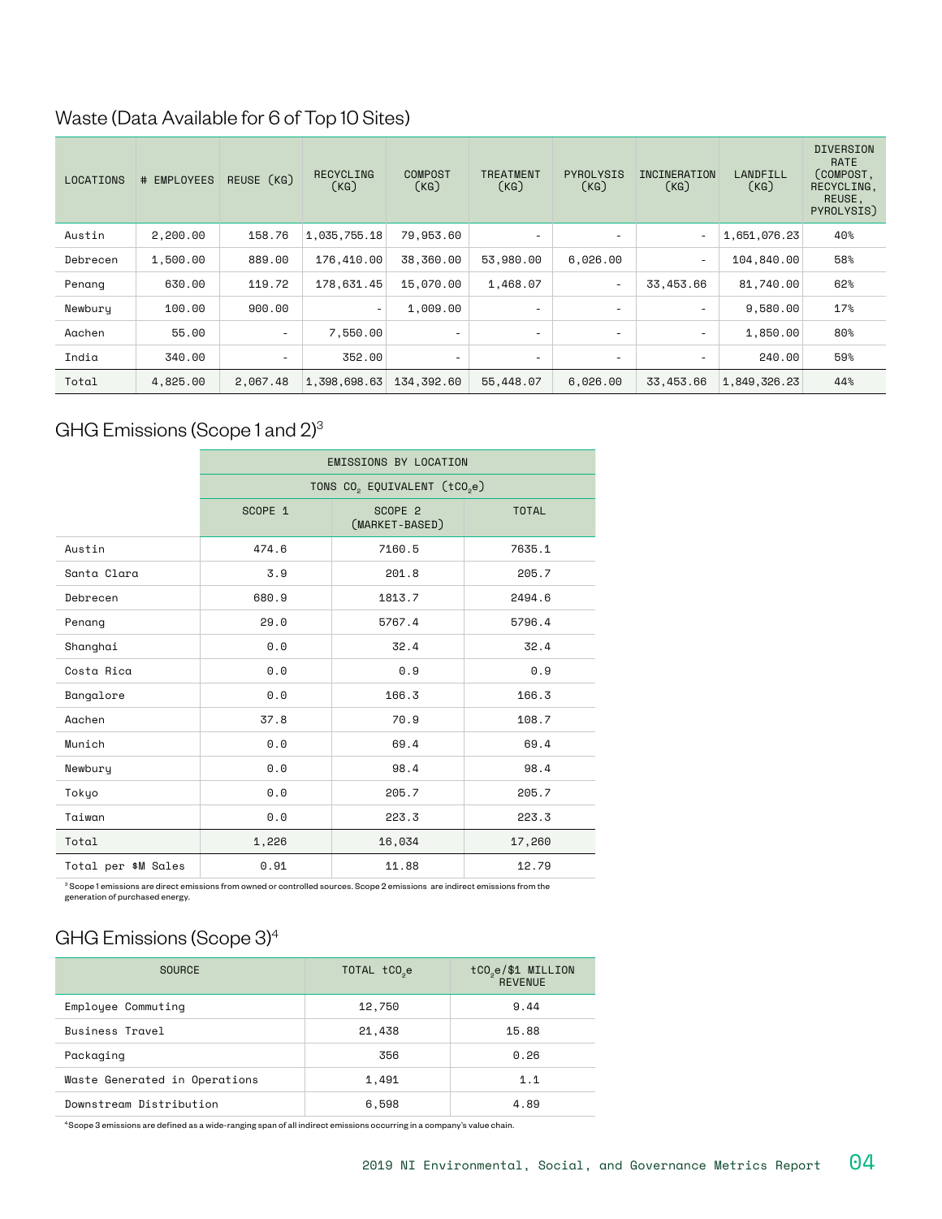## Waste (Data Available for 6 of Top 10 Sites)

| LOCATIONS | # EMPLOYEES | REUSE (KG) | RECYCLING (KG) | COMPOST (KG) | TREATMENT (KG) | PYROLYSIS (KG) | INCINERATION (KG) | LANDFILL (KG) | DIVERSION RATE (COMPOST, RECYCLING, REUSE, PYROLYSIS) |
|---|---|---|---|---|---|---|---|---|---|
| Austin | 2,200.00 | 158.76 | 1,035,755.18 | 79,953.60 | - | - | - | 1,651,076.23 | 40% |
| Debrecen | 1,500.00 | 889.00 | 176,410.00 | 38,360.00 | 53,980.00 | 6,026.00 | - | 104,840.00 | 58% |
| Penang | 630.00 | 119.72 | 178,631.45 | 15,070.00 | 1,468.07 | - | 33,453.66 | 81,740.00 | 62% |
| Newbury | 100.00 | 900.00 | - | 1,009.00 | - | - | - | 9,580.00 | 17% |
| Aachen | 55.00 | - | 7,550.00 | - | - | - | - | 1,850.00 | 80% |
| India | 340.00 | - | 352.00 | - | - | - | - | 240.00 | 59% |
| Total | 4,825.00 | 2,067.48 | 1,398,698.63 | 134,392.60 | 55,448.07 | 6,026.00 | 33,453.66 | 1,849,326.23 | 44% |

## GHG Emissions (Scope 1 and 2)[3]

| | EMISSIONS BY LOCATION | | |
|---|---|---|---|
| | TONS $CO_2$ EQUIVALENT ($tCO_2e$) | | |
| | SCOPE 1 | SCOPE 2 (MARKET-BASED) | TOTAL |
| Austin | 474.6 | 7160.5 | 7635.1 |
| Santa Clara | 3.9 | 201.8 | 205.7 |
| Debrecen | 680.9 | 1813.7 | 2494.6 |
| Penang | 29.0 | 5767.4 | 5796.4 |
| Shanghai | 0.0 | 32.4 | 32.4 |
| Costa Rica | 0.0 | 0.9 | 0.9 |
| Bangalore | 0.0 | 166.3 | 166.3 |
| Aachen | 37.8 | 70.9 | 108.7 |
| Munich | 0.0 | 69.4 | 69.4 |
| Newbury | 0.0 | 98.4 | 98.4 |
| Tokyo | 0.0 | 205.7 | 205.7 |
| Taiwan | 0.0 | 223.3 | 223.3 |
| Total | 1,226 | 16,034 | 17,260 |
| Total per $M Sales | 0.91 | 11.88 | 12.79 |

[3] Scope 1 emissions are direct emissions from owned or controlled sources. Scope 2 emissions are indirect emissions from the generation of purchased energy.

## GHG Emissions (Scope 3)[4]

| SOURCE | TOTAL $tCO_2e$ | $tCO_2e$/$1 MILLION REVENUE |
|---|---|---|
| Employee Commuting | 12,750 | 9.44 |
| Business Travel | 21,438 | 15.88 |
| Packaging | 356 | 0.26 |
| Waste Generated in Operations | 1,491 | 1.1 |
| Downstream Distribution | 6,598 | 4.89 |

[4] Scope 3 emissions are defined as a wide-ranging span of all indirect emissions occurring in a company's value chain.